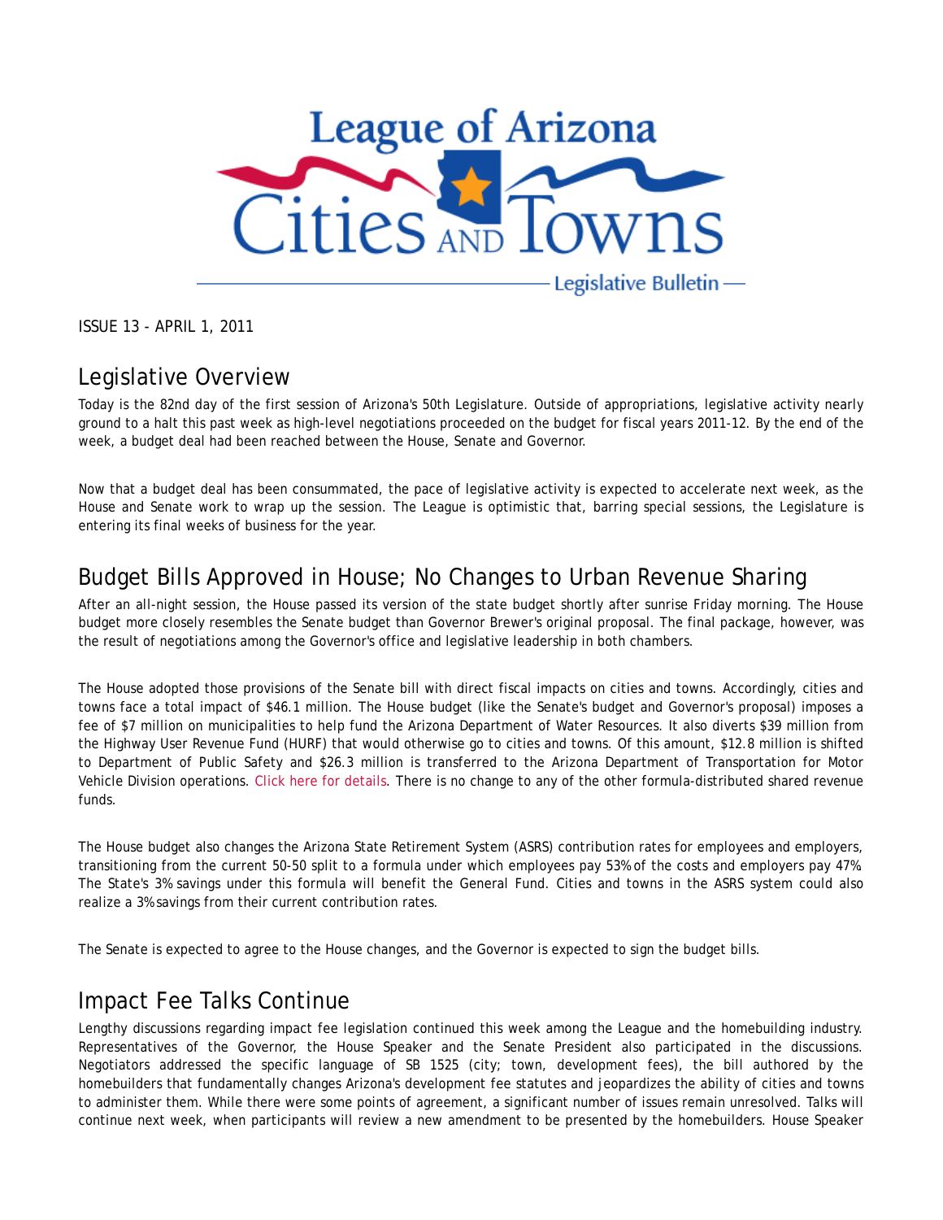# League of Arizona Cities and Towns

Legislative Bulletin

ISSUE 13 - APRIL 1, 2011

## Legislative Overview

Today is the 82nd day of the first session of Arizona's 50th Legislature. Outside of appropriations, legislative activity nearly ground to a halt this past week as high-level negotiations proceeded on the budget for fiscal years 2011-12. By the end of the week, a budget deal had been reached between the House, Senate and Governor.

Now that a budget deal has been consummated, the pace of legislative activity is expected to accelerate next week, as the House and Senate work to wrap up the session. The League is optimistic that, barring special sessions, the Legislature is entering its final weeks of business for the year.

## Budget Bills Approved in House; No Changes to Urban Revenue Sharing

After an all-night session, the House passed its version of the state budget shortly after sunrise Friday morning. The House budget more closely resembles the Senate budget than Governor Brewer's original proposal. The final package, however, was the result of negotiations among the Governor's office and legislative leadership in both chambers.

The House adopted those provisions of the Senate bill with direct fiscal impacts on cities and towns. Accordingly, cities and towns face a total impact of $46.1 million. The House budget (like the Senate's budget and Governor's proposal) imposes a fee of $7 million on municipalities to help fund the Arizona Department of Water Resources. It also diverts $39 million from the Highway User Revenue Fund (HURF) that would otherwise go to cities and towns. Of this amount, $12.8 million is shifted to Department of Public Safety and $26.3 million is transferred to the Arizona Department of Transportation for Motor Vehicle Division operations. Click here for details. There is no change to any of the other formula-distributed shared revenue funds.

The House budget also changes the Arizona State Retirement System (ASRS) contribution rates for employees and employers, transitioning from the current 50-50 split to a formula under which employees pay 53% of the costs and employers pay 47%. The State's 3% savings under this formula will benefit the General Fund. Cities and towns in the ASRS system could also realize a 3% savings from their current contribution rates.

The Senate is expected to agree to the House changes, and the Governor is expected to sign the budget bills.

## Impact Fee Talks Continue

Lengthy discussions regarding impact fee legislation continued this week among the League and the homebuilding industry. Representatives of the Governor, the House Speaker and the Senate President also participated in the discussions. Negotiators addressed the specific language of SB 1525 (city; town, development fees), the bill authored by the homebuilders that fundamentally changes Arizona's development fee statutes and jeopardizes the ability of cities and towns to administer them. While there were some points of agreement, a significant number of issues remain unresolved. Talks will continue next week, when participants will review a new amendment to be presented by the homebuilders. House Speaker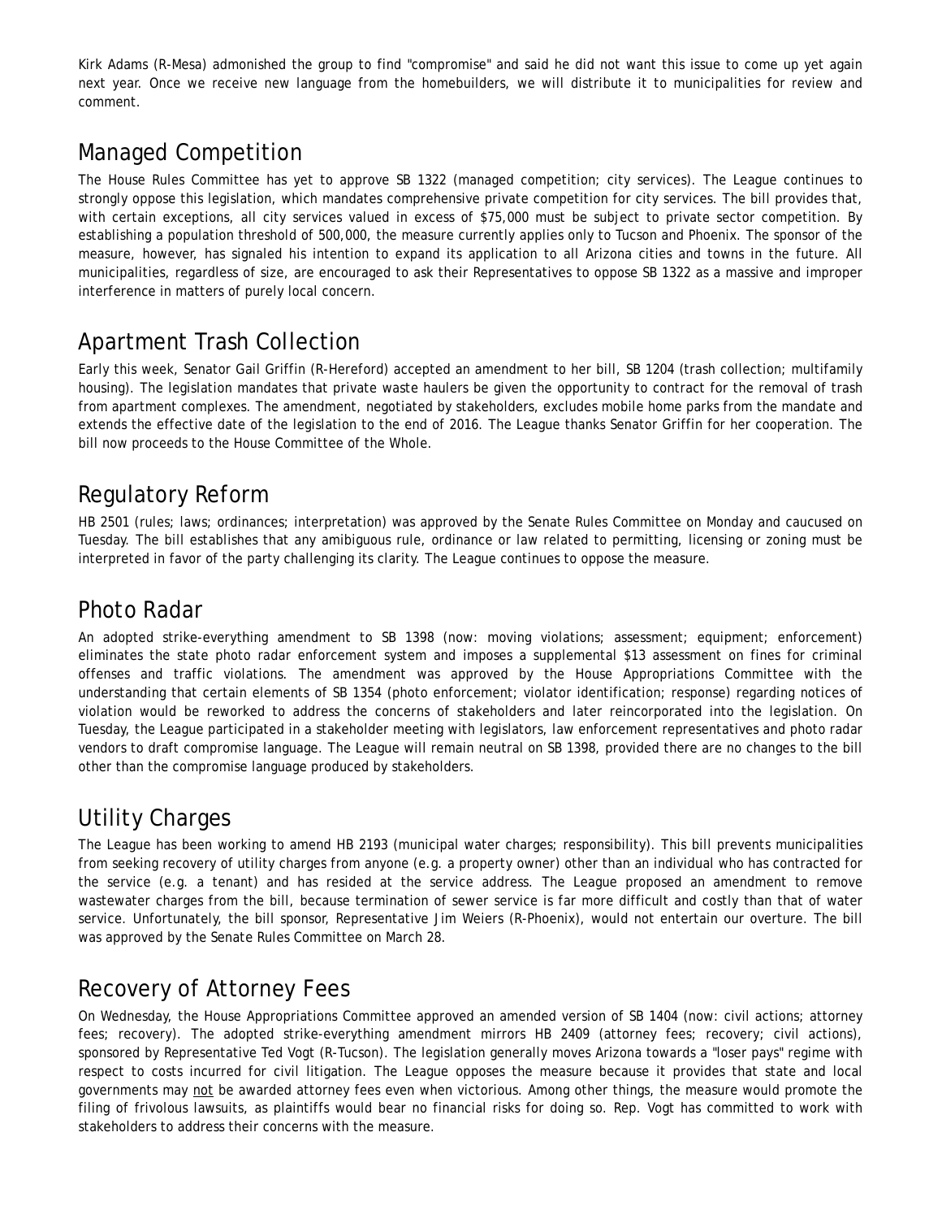Kirk Adams (R-Mesa) admonished the group to find "compromise" and said he did not want this issue to come up yet again next year. Once we receive new language from the homebuilders, we will distribute it to municipalities for review and comment.

## Managed Competition

The House Rules Committee has yet to approve SB 1322 (managed competition; city services). The League continues to strongly oppose this legislation, which mandates comprehensive private competition for city services. The bill provides that, with certain exceptions, all city services valued in excess of $75,000 must be subject to private sector competition. By establishing a population threshold of 500,000, the measure currently applies only to Tucson and Phoenix. The sponsor of the measure, however, has signaled his intention to expand its application to all Arizona cities and towns in the future. All municipalities, regardless of size, are encouraged to ask their Representatives to oppose SB 1322 as a massive and improper interference in matters of purely local concern.

## Apartment Trash Collection

Early this week, Senator Gail Griffin (R-Hereford) accepted an amendment to her bill, SB 1204 (trash collection; multifamily housing). The legislation mandates that private waste haulers be given the opportunity to contract for the removal of trash from apartment complexes. The amendment, negotiated by stakeholders, excludes mobile home parks from the mandate and extends the effective date of the legislation to the end of 2016. The League thanks Senator Griffin for her cooperation. The bill now proceeds to the House Committee of the Whole.

## Regulatory Reform

HB 2501 (rules; laws; ordinances; interpretation) was approved by the Senate Rules Committee on Monday and caucused on Tuesday. The bill establishes that any amibiguous rule, ordinance or law related to permitting, licensing or zoning must be interpreted in favor of the party challenging its clarity. The League continues to oppose the measure.

## Photo Radar

An adopted strike-everything amendment to SB 1398 (now: moving violations; assessment; equipment; enforcement) eliminates the state photo radar enforcement system and imposes a supplemental $13 assessment on fines for criminal offenses and traffic violations. The amendment was approved by the House Appropriations Committee with the understanding that certain elements of SB 1354 (photo enforcement; violator identification; response) regarding notices of violation would be reworked to address the concerns of stakeholders and later reincorporated into the legislation. On Tuesday, the League participated in a stakeholder meeting with legislators, law enforcement representatives and photo radar vendors to draft compromise language. The League will remain neutral on SB 1398, provided there are no changes to the bill other than the compromise language produced by stakeholders.

## Utility Charges

The League has been working to amend HB 2193 (municipal water charges; responsibility). This bill prevents municipalities from seeking recovery of utility charges from anyone (e.g. a property owner) other than an individual who has contracted for the service (e.g. a tenant) and has resided at the service address. The League proposed an amendment to remove wastewater charges from the bill, because termination of sewer service is far more difficult and costly than that of water service. Unfortunately, the bill sponsor, Representative Jim Weiers (R-Phoenix), would not entertain our overture. The bill was approved by the Senate Rules Committee on March 28.

## Recovery of Attorney Fees

On Wednesday, the House Appropriations Committee approved an amended version of SB 1404 (now: civil actions; attorney fees; recovery). The adopted strike-everything amendment mirrors HB 2409 (attorney fees; recovery; civil actions), sponsored by Representative Ted Vogt (R-Tucson). The legislation generally moves Arizona towards a "loser pays" regime with respect to costs incurred for civil litigation. The League opposes the measure because it provides that state and local governments may <u>not</u> be awarded attorney fees even when victorious. Among other things, the measure would promote the filing of frivolous lawsuits, as plaintiffs would bear no financial risks for doing so. Rep. Vogt has committed to work with stakeholders to address their concerns with the measure.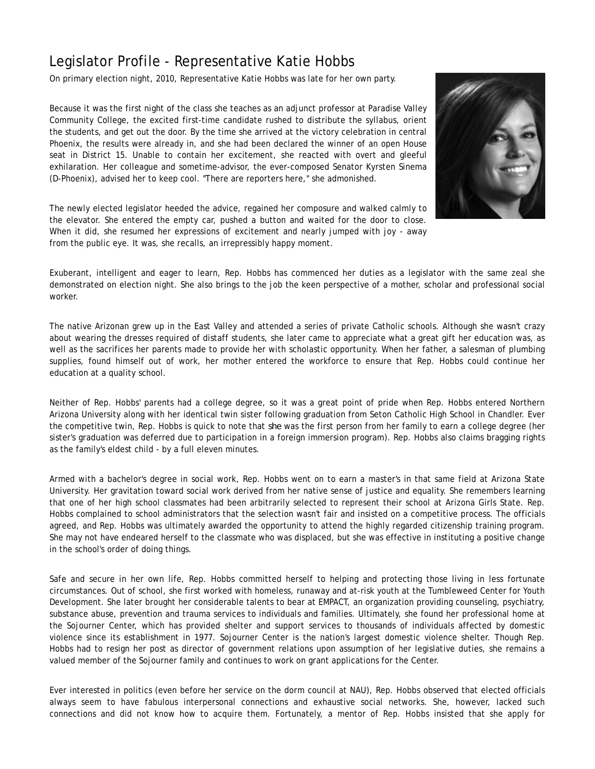# Legislator Profile - Representative Katie Hobbs

On primary election night, 2010, Representative Katie Hobbs was late for her own party.

Because it was the first night of the class she teaches as an adjunct professor at Paradise Valley Community College, the excited first-time candidate rushed to distribute the syllabus, orient the students, and get out the door. By the time she arrived at the victory celebration in central Phoenix, the results were already in, and she had been declared the winner of an open House seat in District 15. Unable to contain her excitement, she reacted with overt and gleeful exhilaration. Her colleague and sometime-advisor, the ever-composed Senator Kyrsten Sinema (D-Phoenix), advised her to keep cool. "There are reporters here," she admonished.

The newly elected legislator heeded the advice, regained her composure and walked calmly to the elevator. She entered the empty car, pushed a button and waited for the door to close. When it did, she resumed her expressions of excitement and nearly jumped with joy - away from the public eye. It was, she recalls, an irrepressibly happy moment.

Exuberant, intelligent and eager to learn, Rep. Hobbs has commenced her duties as a legislator with the same zeal she demonstrated on election night. She also brings to the job the keen perspective of a mother, scholar and professional social worker.

The native Arizonan grew up in the East Valley and attended a series of private Catholic schools. Although she wasn't crazy about wearing the dresses required of distaff students, she later came to appreciate what a great gift her education was, as well as the sacrifices her parents made to provide her with scholastic opportunity. When her father, a salesman of plumbing supplies, found himself out of work, her mother entered the workforce to ensure that Rep. Hobbs could continue her education at a quality school.

Neither of Rep. Hobbs' parents had a college degree, so it was a great point of pride when Rep. Hobbs entered Northern Arizona University along with her identical twin sister following graduation from Seton Catholic High School in Chandler. Ever the competitive twin, Rep. Hobbs is quick to note that *she* was the first person from her family to earn a college degree (her sister's graduation was deferred due to participation in a foreign immersion program). Rep. Hobbs also claims bragging rights as the family's eldest child - by a full eleven minutes.

Armed with a bachelor's degree in social work, Rep. Hobbs went on to earn a master's in that same field at Arizona State University. Her gravitation toward social work derived from her native sense of justice and equality. She remembers learning that one of her high school classmates had been arbitrarily selected to represent their school at Arizona Girls State. Rep. Hobbs complained to school administrators that the selection wasn't fair and insisted on a competitive process. The officials agreed, and Rep. Hobbs was ultimately awarded the opportunity to attend the highly regarded citizenship training program. She may not have endeared herself to the classmate who was displaced, but she was effective in instituting a positive change in the school's order of doing things.

Safe and secure in her own life, Rep. Hobbs committed herself to helping and protecting those living in less fortunate circumstances. Out of school, she first worked with homeless, runaway and at-risk youth at the Tumbleweed Center for Youth Development. She later brought her considerable talents to bear at EMPACT, an organization providing counseling, psychiatry, substance abuse, prevention and trauma services to individuals and families. Ultimately, she found her professional home at the Sojourner Center, which has provided shelter and support services to thousands of individuals affected by domestic violence since its establishment in 1977. Sojourner Center is the nation's largest domestic violence shelter. Though Rep. Hobbs had to resign her post as director of government relations upon assumption of her legislative duties, she remains a valued member of the Sojourner family and continues to work on grant applications for the Center.

Ever interested in politics (even before her service on the dorm council at NAU), Rep. Hobbs observed that elected officials always seem to have fabulous interpersonal connections and exhaustive social networks. She, however, lacked such connections and did not know how to acquire them. Fortunately, a mentor of Rep. Hobbs insisted that she apply for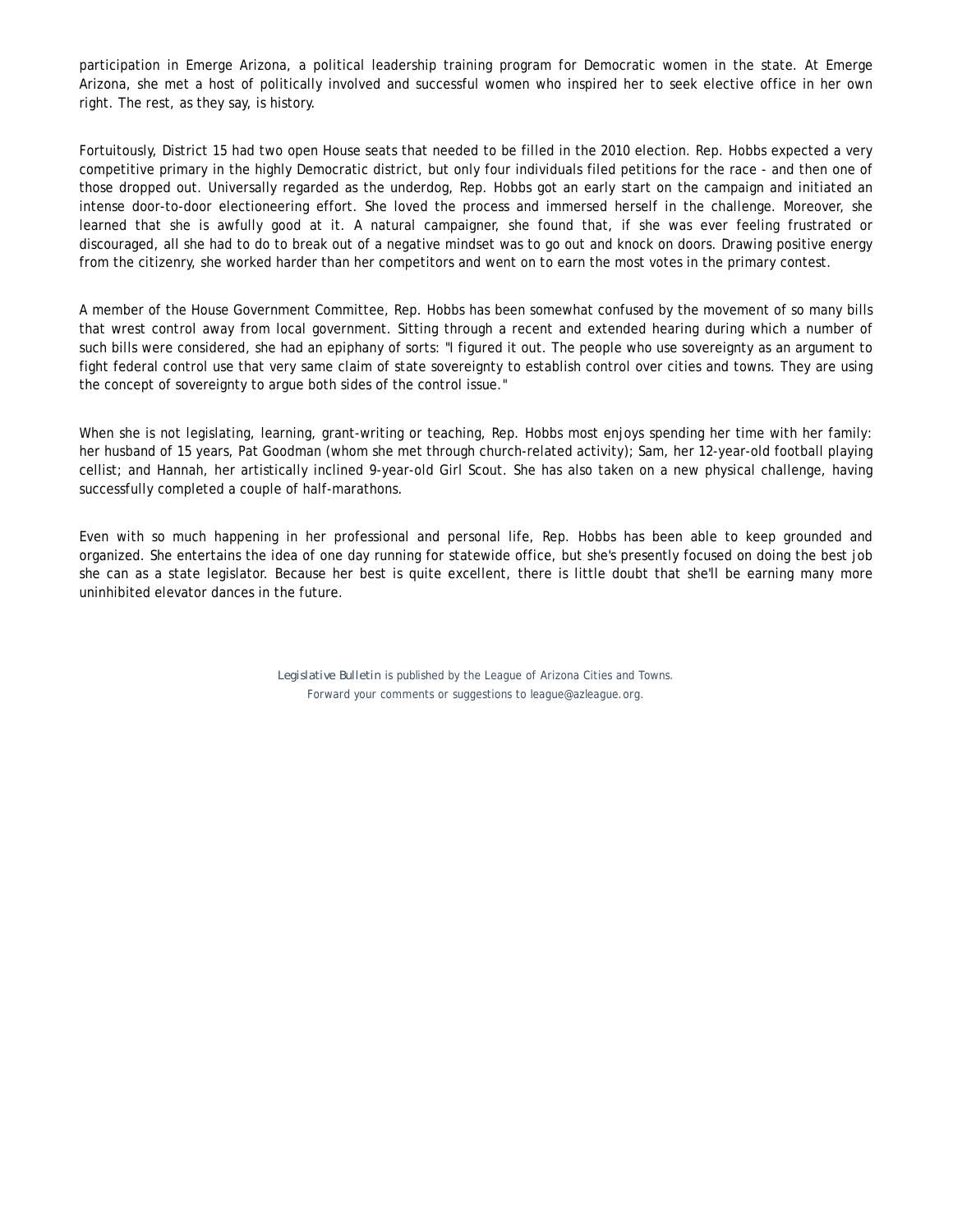participation in Emerge Arizona, a political leadership training program for Democratic women in the state. At Emerge Arizona, she met a host of politically involved and successful women who inspired her to seek elective office in her own right. The rest, as they say, is history.

Fortuitously, District 15 had two open House seats that needed to be filled in the 2010 election. Rep. Hobbs expected a very competitive primary in the highly Democratic district, but only four individuals filed petitions for the race - and then one of those dropped out. Universally regarded as the underdog, Rep. Hobbs got an early start on the campaign and initiated an intense door-to-door electioneering effort. She loved the process and immersed herself in the challenge. Moreover, she learned that she is awfully good at it. A natural campaigner, she found that, if she was ever feeling frustrated or discouraged, all she had to do to break out of a negative mindset was to go out and knock on doors. Drawing positive energy from the citizenry, she worked harder than her competitors and went on to earn the most votes in the primary contest.

A member of the House Government Committee, Rep. Hobbs has been somewhat confused by the movement of so many bills that wrest control away from local government. Sitting through a recent and extended hearing during which a number of such bills were considered, she had an epiphany of sorts: "I figured it out. The people who use sovereignty as an argument to fight federal control use that very same claim of state sovereignty to establish control over cities and towns. They are using the concept of sovereignty to argue both sides of the control issue."

When she is not legislating, learning, grant-writing or teaching, Rep. Hobbs most enjoys spending her time with her family: her husband of 15 years, Pat Goodman (whom she met through church-related activity); Sam, her 12-year-old football playing cellist; and Hannah, her artistically inclined 9-year-old Girl Scout. She has also taken on a new physical challenge, having successfully completed a couple of half-marathons.

Even with so much happening in her professional and personal life, Rep. Hobbs has been able to keep grounded and organized. She entertains the idea of one day running for statewide office, but she's presently focused on doing the best job she can as a state legislator. Because her best is quite excellent, there is little doubt that she'll be earning many more uninhibited elevator dances in the future.

*Legislative Bulletin* is published by the League of Arizona Cities and Towns.
Forward your comments or suggestions to league@azleague.org.